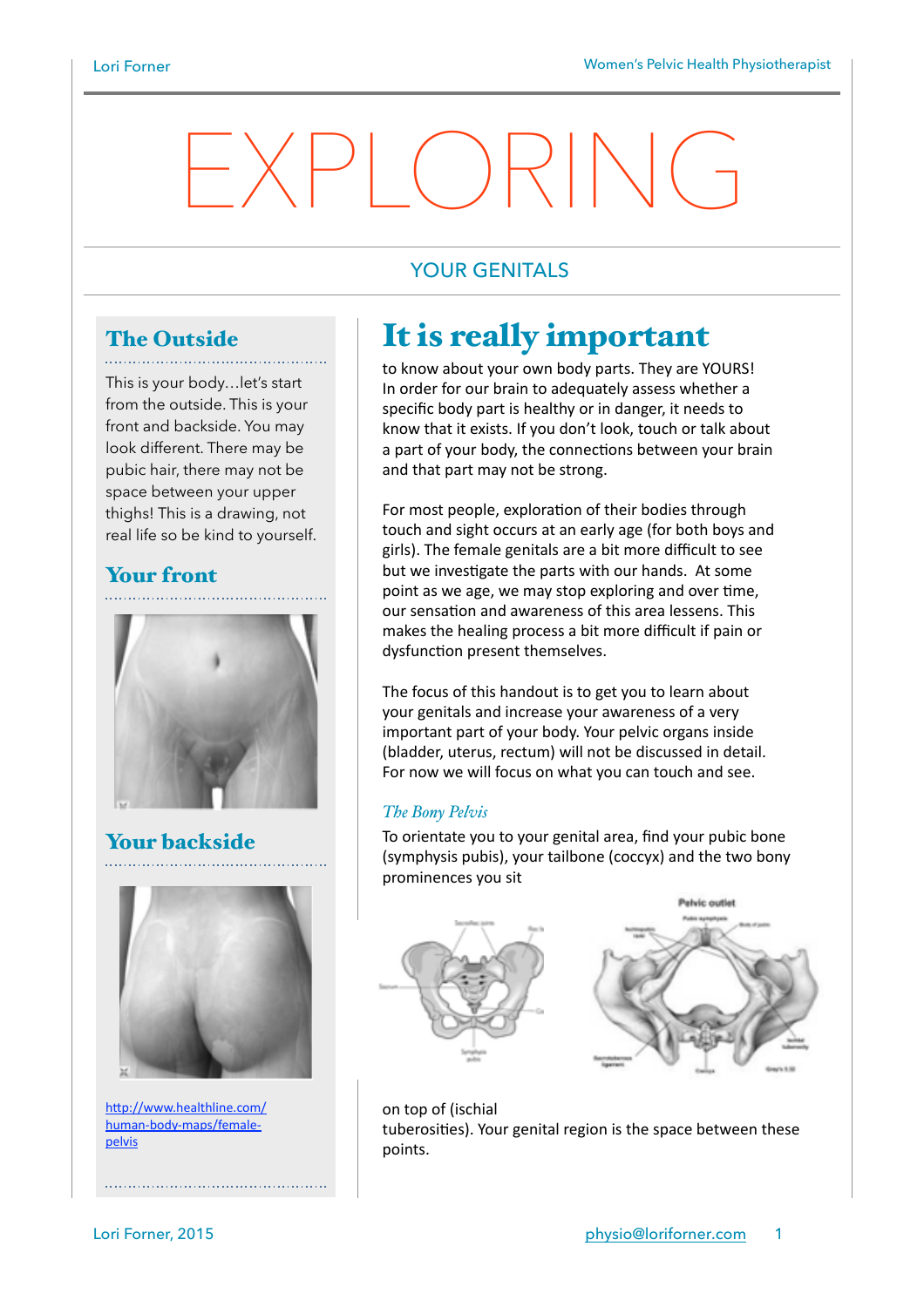# EXPLORING

## YOUR GENITALS

### The Outside

This is your body…let's start from the outside. This is your front and backside. You may look different. There may be pubic hair, there may not be space between your upper thighs! This is a drawing, not real life so be kind to yourself.

### Your front

### Your backside

http://www.healthline.com/human-body-maps/female-pelvis

## It is really important

to know about your own body parts. They are YOURS! In order for our brain to adequately assess whether a specific body part is healthy or in danger, it needs to know that it exists. If you don't look, touch or talk about a part of your body, the connections between your brain and that part may not be strong.

For most people, exploration of their bodies through touch and sight occurs at an early age (for both boys and girls). The female genitals are a bit more difficult to see but we investigate the parts with our hands. At some point as we age, we may stop exploring and over time, our sensation and awareness of this area lessens. This makes the healing process a bit more difficult if pain or dysfunction present themselves.

The focus of this handout is to get you to learn about your genitals and increase your awareness of a very important part of your body. Your pelvic organs inside (bladder, uterus, rectum) will not be discussed in detail. For now we will focus on what you can touch and see.

### *The Bony Pelvis*

To orientate you to your genital area, find your pubic bone (symphysis pubis), your tailbone (coccyx) and the two bony prominences you sit on top of (ischial tuberosities). Your genital region is the space between these points.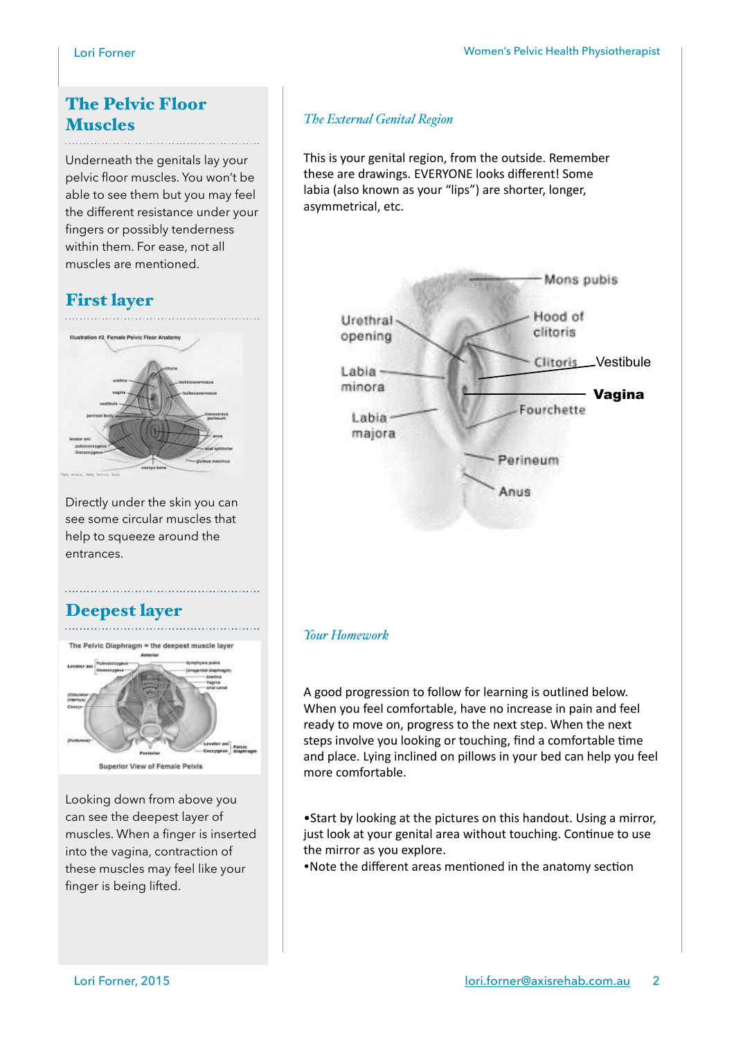## The Pelvic Floor Muscles

Underneath the genitals lay your pelvic floor muscles. You won't be able to see them but you may feel the different resistance under your fingers or possibly tenderness within them. For ease, not all muscles are mentioned.

## First layer

Directly under the skin you can see some circular muscles that help to squeeze around the entrances.

## Deepest layer

Looking down from above you can see the deepest layer of muscles. When a finger is inserted into the vagina, contraction of these muscles may feel like your finger is being lifted.

### *The External Genital Region*

This is your genital region, from the outside. Remember these are drawings. EVERYONE looks different! Some labia (also known as your "lips") are shorter, longer, asymmetrical, etc.

### *Your Homework*

A good progression to follow for learning is outlined below. When you feel comfortable, have no increase in pain and feel ready to move on, progress to the next step. When the next steps involve you looking or touching, find a comfortable time and place. Lying inclined on pillows in your bed can help you feel more comfortable.

- Start by looking at the pictures on this handout. Using a mirror, just look at your genital area without touching. Continue to use the mirror as you explore.
- Note the different areas mentioned in the anatomy section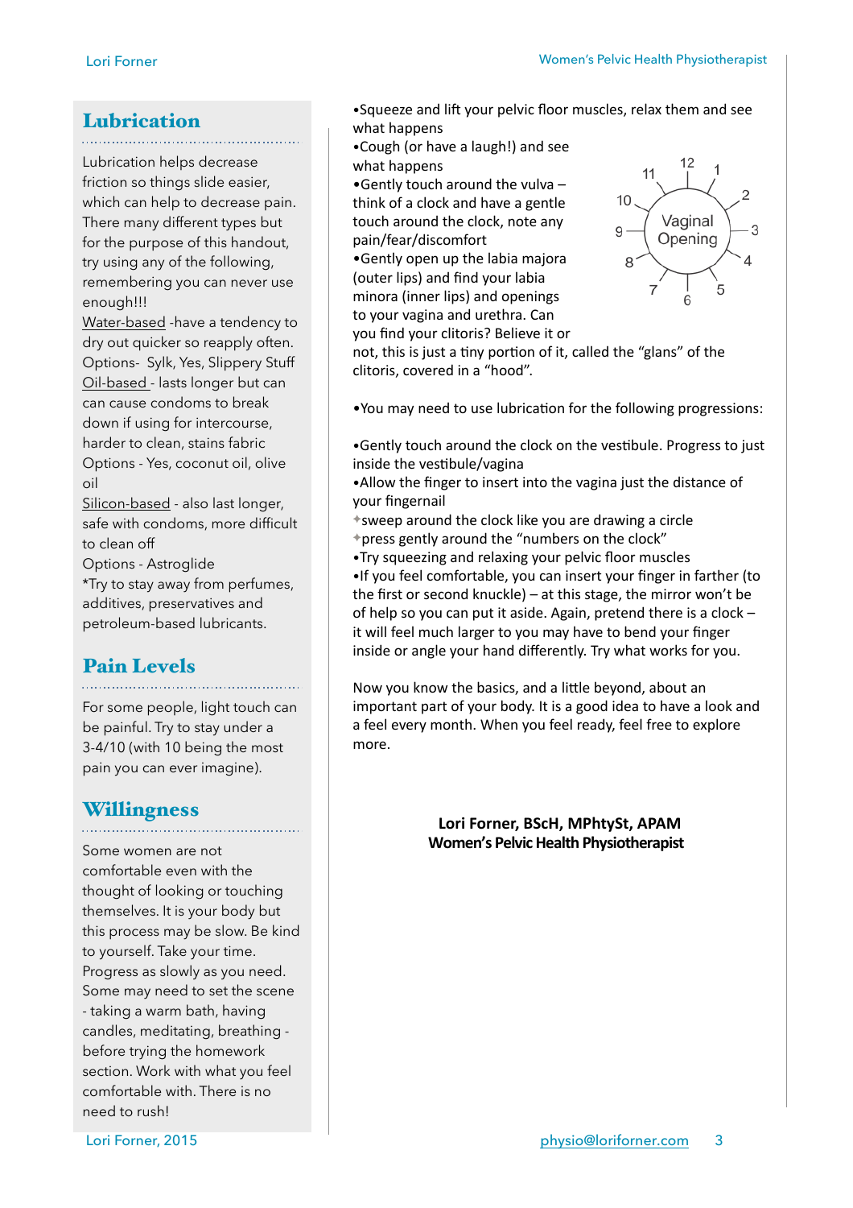## Lubrication

Lubrication helps decrease friction so things slide easier, which can help to decrease pain. There many different types but for the purpose of this handout, try using any of the following, remembering you can never use enough!!!

Water-based -have a tendency to dry out quicker so reapply often. Options- Sylk, Yes, Slippery Stuff

Oil-based - lasts longer but can can cause condoms to break down if using for intercourse, harder to clean, stains fabric Options - Yes, coconut oil, olive oil

Silicon-based - also last longer, safe with condoms, more difficult to clean off
Options - Astroglide

*Try to stay away from perfumes, additives, preservatives and petroleum-based lubricants.

## Pain Levels

For some people, light touch can be painful. Try to stay under a 3-4/10 (with 10 being the most pain you can ever imagine).

## Willingness

Some women are not comfortable even with the thought of looking or touching themselves. It is your body but this process may be slow. Be kind to yourself. Take your time. Progress as slowly as you need. Some may need to set the scene - taking a warm bath, having candles, meditating, breathing - before trying the homework section. Work with what you feel comfortable with. There is no need to rush!

•Squeeze and lift your pelvic floor muscles, relax them and see what happens
•Cough (or have a laugh!) and see what happens
•Gently touch around the vulva – think of a clock and have a gentle touch around the clock, note any pain/fear/discomfort
•Gently open up the labia majora (outer lips) and find your labia minora (inner lips) and openings to your vagina and urethra. Can you find your clitoris? Believe it or not, this is just a tiny portion of it, called the "glans" of the clitoris, covered in a "hood".

Vaginal Opening
12
1
2
3
4
5
6
7
8
9
10
11

•You may need to use lubrication for the following progressions:

•Gently touch around the clock on the vestibule. Progress to just inside the vestibule/vagina
•Allow the finger to insert into the vagina just the distance of your fingernail
✦sweep around the clock like you are drawing a circle
✦press gently around the "numbers on the clock"
•Try squeezing and relaxing your pelvic floor muscles
•If you feel comfortable, you can insert your finger in farther (to the first or second knuckle) – at this stage, the mirror won't be of help so you can put it aside. Again, pretend there is a clock – it will feel much larger to you may have to bend your finger inside or angle your hand differently. Try what works for you.

Now you know the basics, and a little beyond, about an important part of your body. It is a good idea to have a look and a feel every month. When you feel ready, feel free to explore more.

**Lori Forner, BScH, MPhtySt, APAM**
**Women's Pelvic Health Physiotherapist**

Lori Forner, 2015

physio@loriforner.com